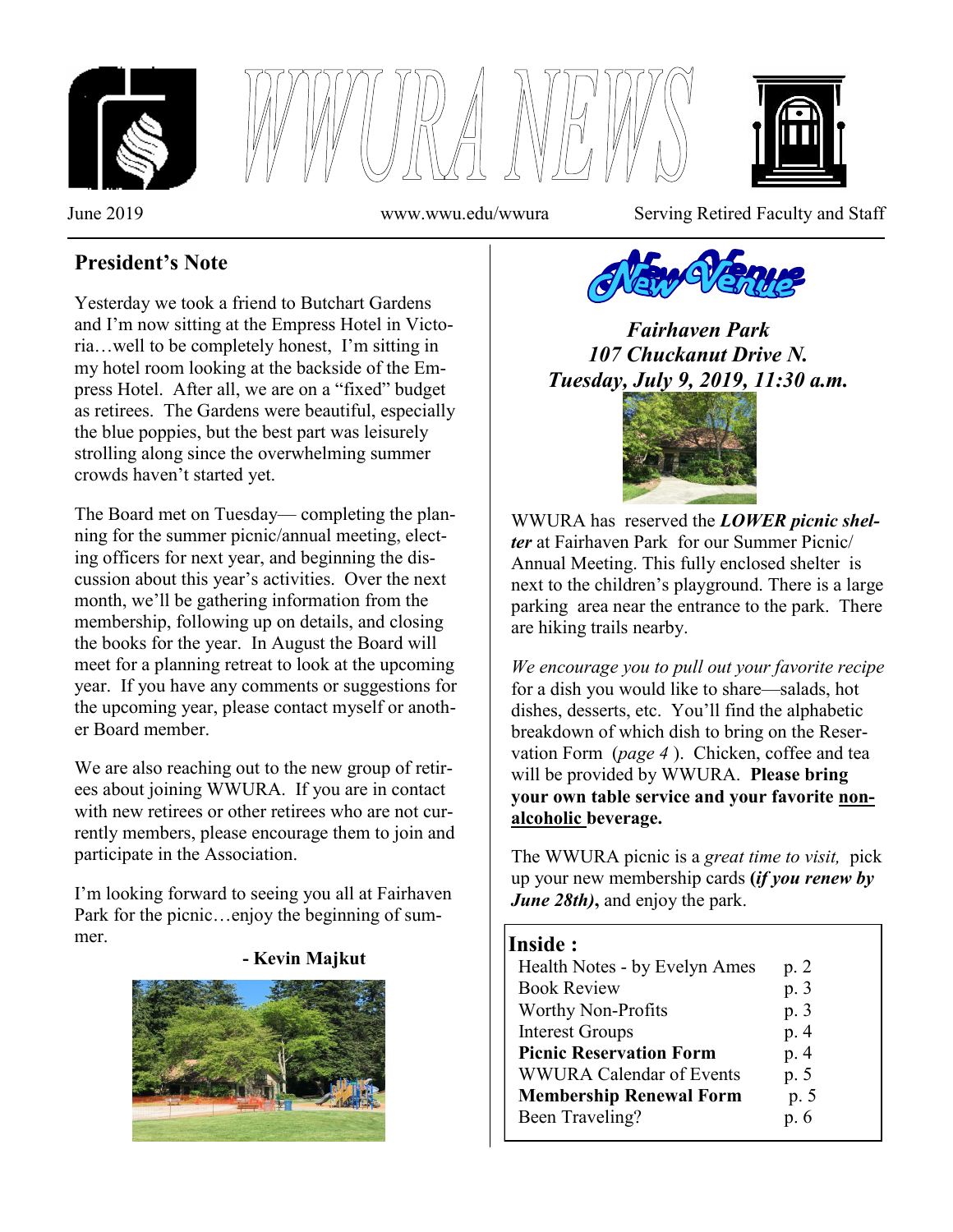# WWURA NEWS

June 2019 www.wwu.edu/wwura Serving Retired Faculty and Staff

## President's Note

Yesterday we took a friend to Butchart Gardens and I'm now sitting at the Empress Hotel in Victoria…well to be completely honest, I'm sitting in my hotel room looking at the backside of the Empress Hotel. After all, we are on a "fixed" budget as retirees. The Gardens were beautiful, especially the blue poppies, but the best part was leisurely strolling along since the overwhelming summer crowds haven't started yet.

The Board met on Tuesday— completing the planning for the summer picnic/annual meeting, electing officers for next year, and beginning the discussion about this year's activities. Over the next month, we'll be gathering information from the membership, following up on details, and closing the books for the year. In August the Board will meet for a planning retreat to look at the upcoming year. If you have any comments or suggestions for the upcoming year, please contact myself or another Board member.

We are also reaching out to the new group of retirees about joining WWURA. If you are in contact with new retirees or other retirees who are not currently members, please encourage them to join and participate in the Association.

I'm looking forward to seeing you all at Fairhaven Park for the picnic…enjoy the beginning of summer.

**- Kevin Majkut**

## New Venue

***Fairhaven Park***
***107 Chuckanut Drive N.***
***Tuesday, July 9, 2019, 11:30 a.m.***

WWURA has reserved the ***LOWER picnic shelter*** at Fairhaven Park for our Summer Picnic/ Annual Meeting. This fully enclosed shelter is next to the children's playground. There is a large parking area near the entrance to the park. There are hiking trails nearby.

*We encourage you to pull out your favorite recipe* for a dish you would like to share—salads, hot dishes, desserts, etc. You'll find the alphabetic breakdown of which dish to bring on the Reservation Form (*page 4*). Chicken, coffee and tea will be provided by WWURA. **Please bring your own table service and your favorite non-alcoholic beverage.**

The WWURA picnic is a *great time to visit,* pick up your new membership cards **(*if you renew by June 28th*)**, and enjoy the park.

## Inside :

| | |
|---|---|
| Health Notes - by Evelyn Ames | p. 2 |
| Book Review | p. 3 |
| Worthy Non-Profits | p. 3 |
| Interest Groups | p. 4 |
| **Picnic Reservation Form** | p. 4 |
| WWURA Calendar of Events | p. 5 |
| **Membership Renewal Form** | p. 5 |
| Been Traveling? | p. 6 |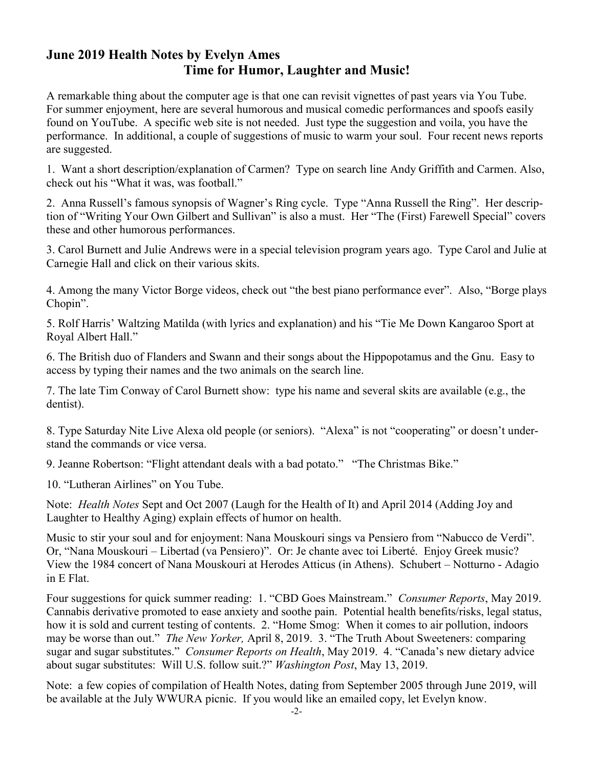## June 2019 Health Notes by Evelyn Ames

### Time for Humor, Laughter and Music!

A remarkable thing about the computer age is that one can revisit vignettes of past years via You Tube. For summer enjoyment, here are several humorous and musical comedic performances and spoofs easily found on YouTube. A specific web site is not needed. Just type the suggestion and voila, you have the performance. In additional, a couple of suggestions of music to warm your soul. Four recent news reports are suggested.

1. Want a short description/explanation of Carmen? Type on search line Andy Griffith and Carmen. Also, check out his "What it was, was football."

2. Anna Russell's famous synopsis of Wagner's Ring cycle. Type "Anna Russell the Ring". Her description of "Writing Your Own Gilbert and Sullivan" is also a must. Her "The (First) Farewell Special" covers these and other humorous performances.

3. Carol Burnett and Julie Andrews were in a special television program years ago. Type Carol and Julie at Carnegie Hall and click on their various skits.

4. Among the many Victor Borge videos, check out "the best piano performance ever". Also, "Borge plays Chopin".

5. Rolf Harris' Waltzing Matilda (with lyrics and explanation) and his "Tie Me Down Kangaroo Sport at Royal Albert Hall."

6. The British duo of Flanders and Swann and their songs about the Hippopotamus and the Gnu. Easy to access by typing their names and the two animals on the search line.

7. The late Tim Conway of Carol Burnett show: type his name and several skits are available (e.g., the dentist).

8. Type Saturday Nite Live Alexa old people (or seniors). "Alexa" is not "cooperating" or doesn't understand the commands or vice versa.

9. Jeanne Robertson: "Flight attendant deals with a bad potato." "The Christmas Bike."

10. "Lutheran Airlines" on You Tube.

Note: *Health Notes* Sept and Oct 2007 (Laugh for the Health of It) and April 2014 (Adding Joy and Laughter to Healthy Aging) explain effects of humor on health.

Music to stir your soul and for enjoyment: Nana Mouskouri sings va Pensiero from "Nabucco de Verdi". Or, "Nana Mouskouri – Libertad (va Pensiero)". Or: Je chante avec toi Liberté. Enjoy Greek music? View the 1984 concert of Nana Mouskouri at Herodes Atticus (in Athens). Schubert – Notturno - Adagio in E Flat.

Four suggestions for quick summer reading: 1. "CBD Goes Mainstream." *Consumer Reports*, May 2019. Cannabis derivative promoted to ease anxiety and soothe pain. Potential health benefits/risks, legal status, how it is sold and current testing of contents. 2. "Home Smog: When it comes to air pollution, indoors may be worse than out." *The New Yorker,* April 8, 2019. 3. "The Truth About Sweeteners: comparing sugar and sugar substitutes." *Consumer Reports on Health*, May 2019. 4. "Canada's new dietary advice about sugar substitutes: Will U.S. follow suit.?" *Washington Post*, May 13, 2019.

Note: a few copies of compilation of Health Notes, dating from September 2005 through June 2019, will be available at the July WWURA picnic. If you would like an emailed copy, let Evelyn know.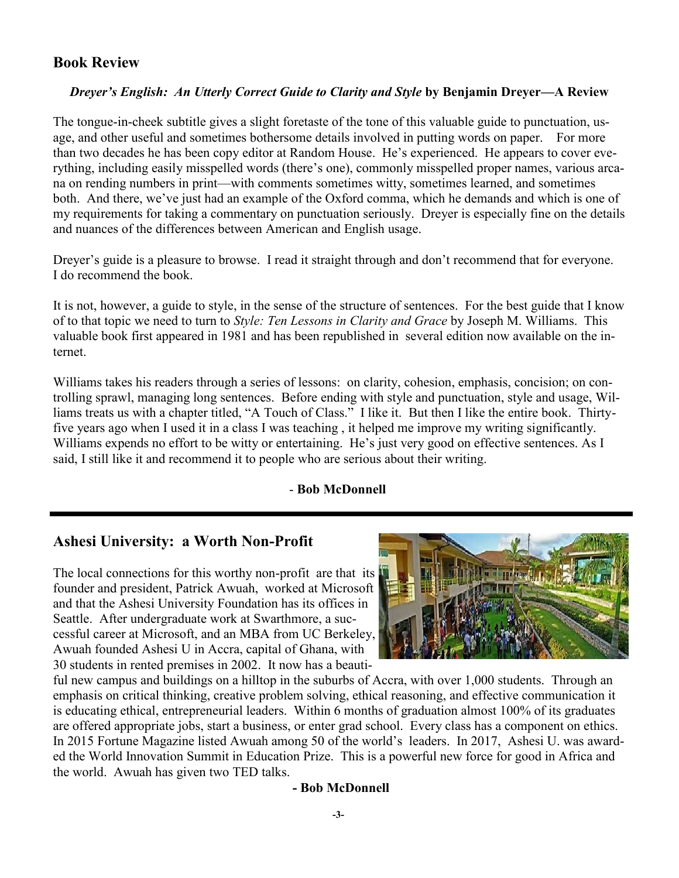## Book Review

***Dreyer's English: An Utterly Correct Guide to Clarity and Style*** **by Benjamin Dreyer—A Review**

The tongue-in-cheek subtitle gives a slight foretaste of the tone of this valuable guide to punctuation, usage, and other useful and sometimes bothersome details involved in putting words on paper. For more than two decades he has been copy editor at Random House. He's experienced. He appears to cover everything, including easily misspelled words (there's one), commonly misspelled proper names, various arcana on rending numbers in print—with comments sometimes witty, sometimes learned, and sometimes both. And there, we've just had an example of the Oxford comma, which he demands and which is one of my requirements for taking a commentary on punctuation seriously. Dreyer is especially fine on the details and nuances of the differences between American and English usage.

Dreyer's guide is a pleasure to browse. I read it straight through and don't recommend that for everyone. I do recommend the book.

It is not, however, a guide to style, in the sense of the structure of sentences. For the best guide that I know of to that topic we need to turn to *Style: Ten Lessons in Clarity and Grace* by Joseph M. Williams. This valuable book first appeared in 1981 and has been republished in several edition now available on the internet.

Williams takes his readers through a series of lessons: on clarity, cohesion, emphasis, concision; on controlling sprawl, managing long sentences. Before ending with style and punctuation, style and usage, Williams treats us with a chapter titled, "A Touch of Class." I like it. But then I like the entire book. Thirty-five years ago when I used it in a class I was teaching , it helped me improve my writing significantly. Williams expends no effort to be witty or entertaining. He's just very good on effective sentences. As I said, I still like it and recommend it to people who are serious about their writing.

\- **Bob McDonnell**

---

## Ashesi University: a Worth Non-Profit

The local connections for this worthy non-profit are that its founder and president, Patrick Awuah, worked at Microsoft and that the Ashesi University Foundation has its offices in Seattle. After undergraduate work at Swarthmore, a successful career at Microsoft, and an MBA from UC Berkeley, Awuah founded Ashesi U in Accra, capital of Ghana, with 30 students in rented premises in 2002. It now has a beautiful new campus and buildings on a hilltop in the suburbs of Accra, with over 1,000 students. Through an emphasis on critical thinking, creative problem solving, ethical reasoning, and effective communication it is educating ethical, entrepreneurial leaders. Within 6 months of graduation almost 100% of its graduates are offered appropriate jobs, start a business, or enter grad school. Every class has a component on ethics. In 2015 Fortune Magazine listed Awuah among 50 of the world's leaders. In 2017, Ashesi U. was awarded the World Innovation Summit in Education Prize. This is a powerful new force for good in Africa and the world. Awuah has given two TED talks.

**- Bob McDonnell**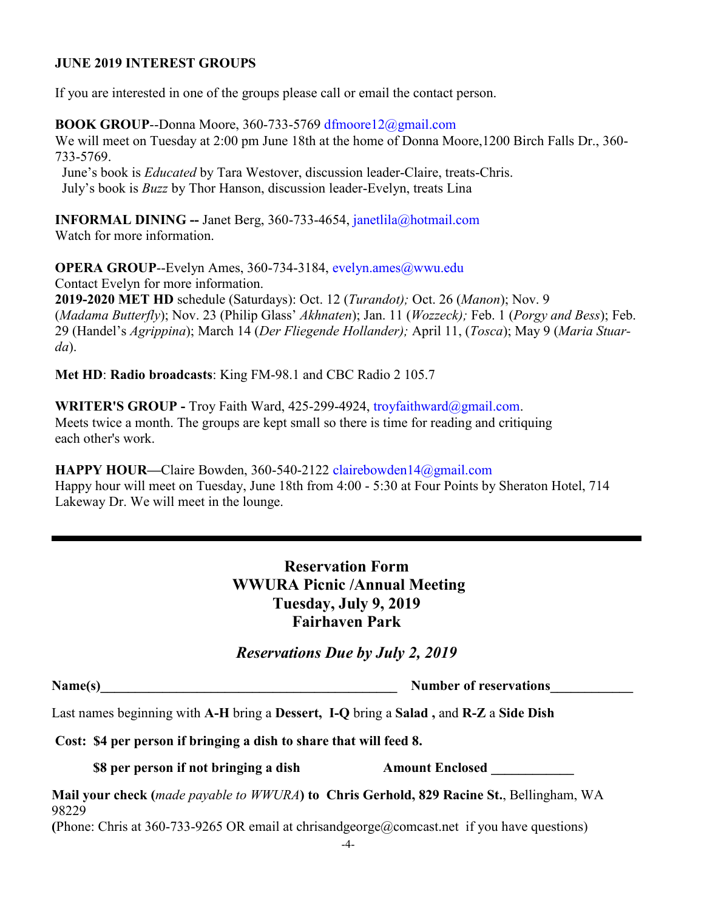**JUNE 2019 INTEREST GROUPS**

If you are interested in one of the groups please call or email the contact person.

**BOOK GROUP**--Donna Moore, 360-733-5769 dfmoore12@gmail.com
We will meet on Tuesday at 2:00 pm June 18th at the home of Donna Moore,1200 Birch Falls Dr., 360-733-5769.
June's book is *Educated* by Tara Westover, discussion leader-Claire, treats-Chris.
July's book is *Buzz* by Thor Hanson, discussion leader-Evelyn, treats Lina

**INFORMAL DINING --** Janet Berg, 360-733-4654, janetlila@hotmail.com
Watch for more information.

**OPERA GROUP**--Evelyn Ames, 360-734-3184, evelyn.ames@wwu.edu
Contact Evelyn for more information.
**2019-2020 MET HD** schedule (Saturdays): Oct. 12 (*Turandot);* Oct. 26 (*Manon*); Nov. 9 (*Madama Butterfly*); Nov. 23 (Philip Glass' *Akhnaten*); Jan. 11 (*Wozzeck);* Feb. 1 (*Porgy and Bess*); Feb. 29 (Handel's *Agrippina*); March 14 (*Der Fliegende Hollander);* April 11, (*Tosca*); May 9 (*Maria Stuarda*).

**Met HD**: **Radio broadcasts**: King FM-98.1 and CBC Radio 2 105.7

**WRITER'S GROUP -** Troy Faith Ward, 425-299-4924, troyfaithward@gmail.com.
Meets twice a month. The groups are kept small so there is time for reading and critiquing each other's work.

**HAPPY HOUR—**Claire Bowden, 360-540-2122 clairebowden14@gmail.com
Happy hour will meet on Tuesday, June 18th from 4:00 - 5:30 at Four Points by Sheraton Hotel, 714 Lakeway Dr. We will meet in the lounge.

---

## Reservation Form
## WWURA Picnic /Annual Meeting
## Tuesday, July 9, 2019
## Fairhaven Park

***Reservations Due by July 2, 2019***

**Name(s)**\_\_\_\_\_\_\_\_\_\_\_\_\_\_\_\_\_\_\_\_\_\_\_\_\_\_\_\_\_\_\_\_\_\_\_\_\_\_\_\_\_\_\_\_ **Number of reservations**\_\_\_\_\_\_\_\_\_\_\_\_

Last names beginning with **A-H** bring a **Dessert, I-Q** bring a **Salad ,** and **R-Z** a **Side Dish**

**Cost: $4 per person if bringing a dish to share that will feed 8.**

**$8 per person if not bringing a dish** **Amount Enclosed** \_\_\_\_\_\_\_\_\_\_\_\_

**Mail your check (***made payable to WWURA***) to Chris Gerhold, 829 Racine St.**, Bellingham, WA 98229
**(**Phone: Chris at 360-733-9265 OR email at chrisandgeorge@comcast.net if you have questions)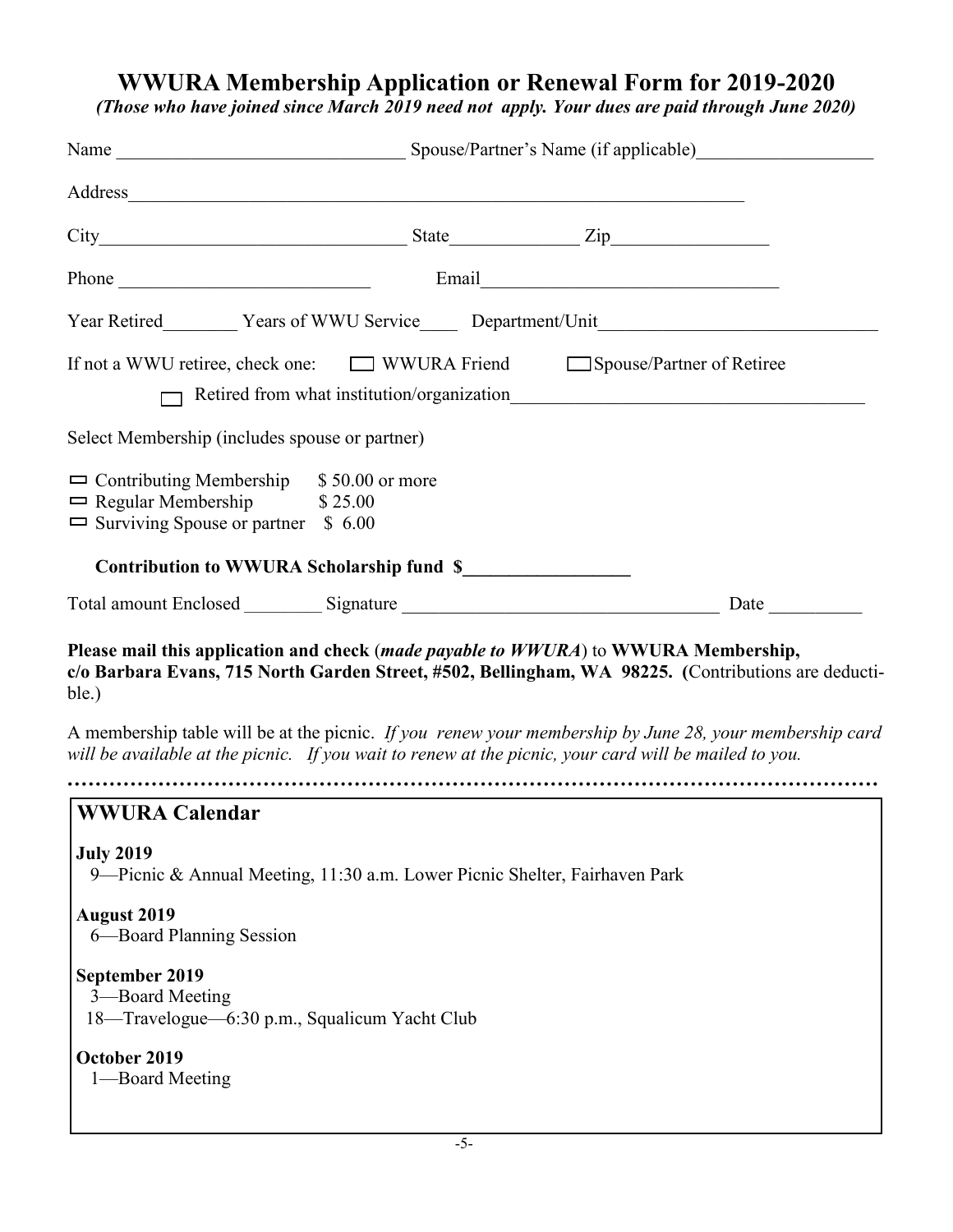# WWURA Membership Application or Renewal Form for 2019-2020

***(Those who have joined since March 2019 need not apply. Your dues are paid through June 2020)***

Name ______________________________ Spouse/Partner's Name (if applicable)__________________

Address______________________________________________________________________

City________________________________ State_____________ Zip________________

Phone ___________________________ Email________________________________

Year Retired________ Years of WWU Service____ Department/Unit____________________________

If not a WWU retiree, check one: ☐ WWURA Friend ☐ Spouse/Partner of Retiree

☐ Retired from what institution/organization____________________________________

Select Membership (includes spouse or partner)

- ☐ Contributing Membership $ 50.00 or more
- ☐ Regular Membership $ 25.00
- ☐ Surviving Spouse or partner $ 6.00

**Contribution to WWURA Scholarship fund $_________________**

Total amount Enclosed ________ Signature _________________________________ Date __________

**Please mail this application and check (*made payable to WWURA*) to WWURA Membership, c/o Barbara Evans, 715 North Garden Street, #502, Bellingham, WA 98225. (**Contributions are deductible.)

A membership table will be at the picnic. *If you renew your membership by June 28, your membership card will be available at the picnic. If you wait to renew at the picnic, your card will be mailed to you.*

## WWURA Calendar

**July 2019**
9—Picnic & Annual Meeting, 11:30 a.m. Lower Picnic Shelter, Fairhaven Park

**August 2019**
6—Board Planning Session

**September 2019**
3—Board Meeting
18—Travelogue—6:30 p.m., Squalicum Yacht Club

**October 2019**
1—Board Meeting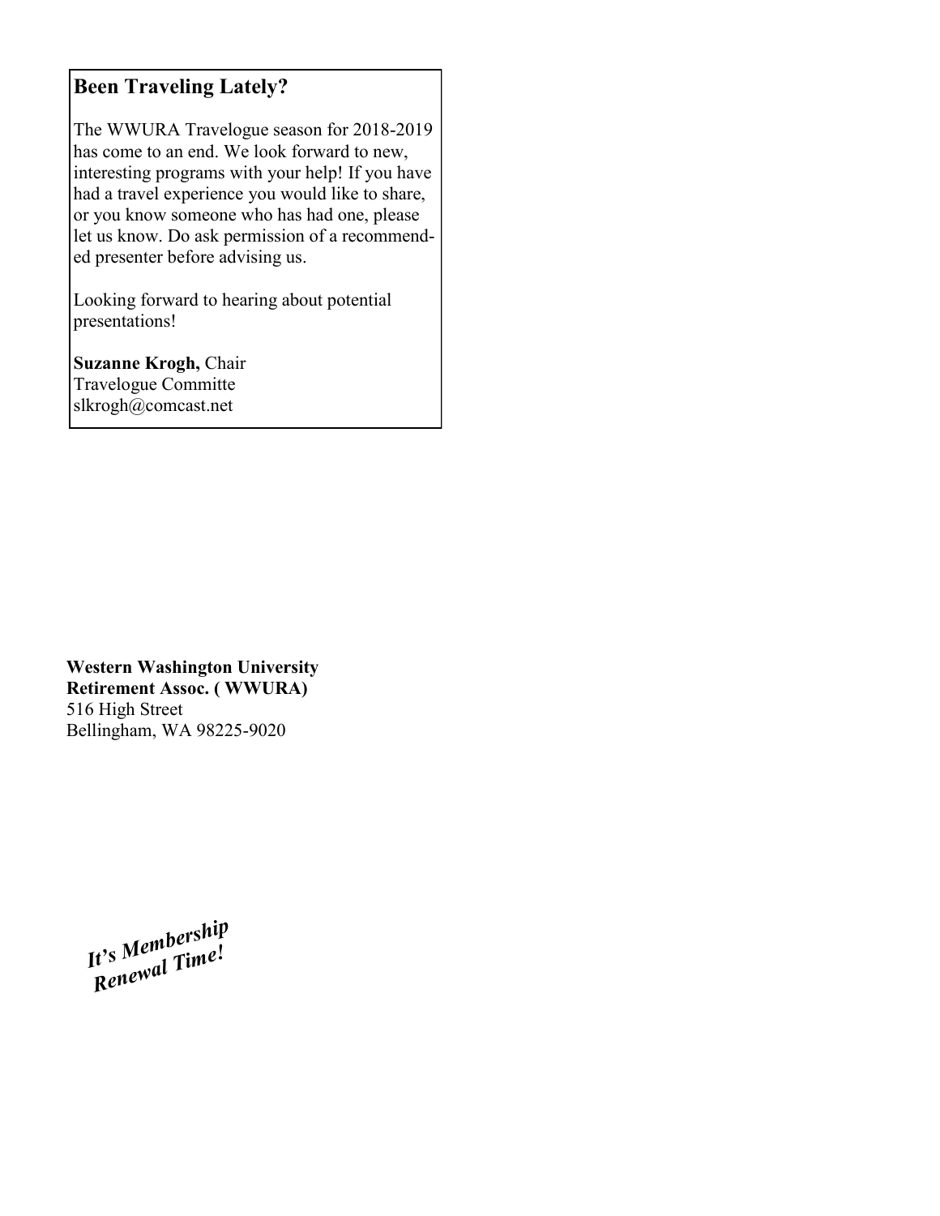## Been Traveling Lately?

The WWURA Travelogue season for 2018-2019 has come to an end. We look forward to new, interesting programs with your help! If you have had a travel experience you would like to share, or you know someone who has had one, please let us know. Do ask permission of a recommended presenter before advising us.

Looking forward to hearing about potential presentations!

**Suzanne Krogh,** Chair
Travelogue Committe
slkrogh@comcast.net

**Western Washington University**
**Retirement Assoc. ( WWURA)**
516 High Street
Bellingham, WA 98225-9020

***It's Membership Renewal Time!***